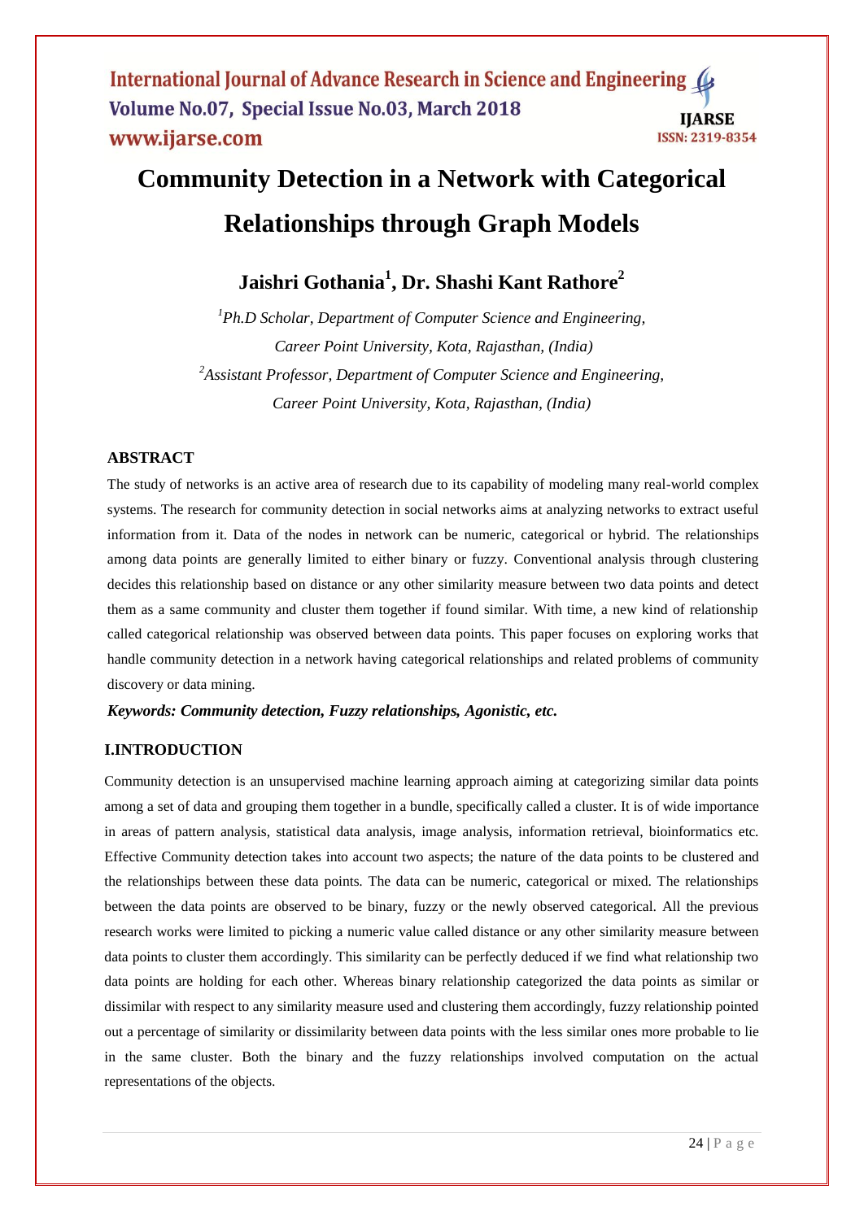# Community Detection in a Network with Categorical Relationships through Graph Models

**Jaishri Gothania[1], Dr. Shashi Kant Rathore[2]**

*[1]Ph.D Scholar, Department of Computer Science and Engineering, Career Point University, Kota, Rajasthan, (India)*

*[2]Assistant Professor, Department of Computer Science and Engineering, Career Point University, Kota, Rajasthan, (India)*

## ABSTRACT

The study of networks is an active area of research due to its capability of modeling many real-world complex systems. The research for community detection in social networks aims at analyzing networks to extract useful information from it. Data of the nodes in network can be numeric, categorical or hybrid. The relationships among data points are generally limited to either binary or fuzzy. Conventional analysis through clustering decides this relationship based on distance or any other similarity measure between two data points and detect them as a same community and cluster them together if found similar. With time, a new kind of relationship called categorical relationship was observed between data points. This paper focuses on exploring works that handle community detection in a network having categorical relationships and related problems of community discovery or data mining.

***Keywords: Community detection, Fuzzy relationships, Agonistic, etc.***

## I.INTRODUCTION

Community detection is an unsupervised machine learning approach aiming at categorizing similar data points among a set of data and grouping them together in a bundle, specifically called a cluster. It is of wide importance in areas of pattern analysis, statistical data analysis, image analysis, information retrieval, bioinformatics etc. Effective Community detection takes into account two aspects; the nature of the data points to be clustered and the relationships between these data points. The data can be numeric, categorical or mixed. The relationships between the data points are observed to be binary, fuzzy or the newly observed categorical. All the previous research works were limited to picking a numeric value called distance or any other similarity measure between data points to cluster them accordingly. This similarity can be perfectly deduced if we find what relationship two data points are holding for each other. Whereas binary relationship categorized the data points as similar or dissimilar with respect to any similarity measure used and clustering them accordingly, fuzzy relationship pointed out a percentage of similarity or dissimilarity between data points with the less similar ones more probable to lie in the same cluster. Both the binary and the fuzzy relationships involved computation on the actual representations of the objects.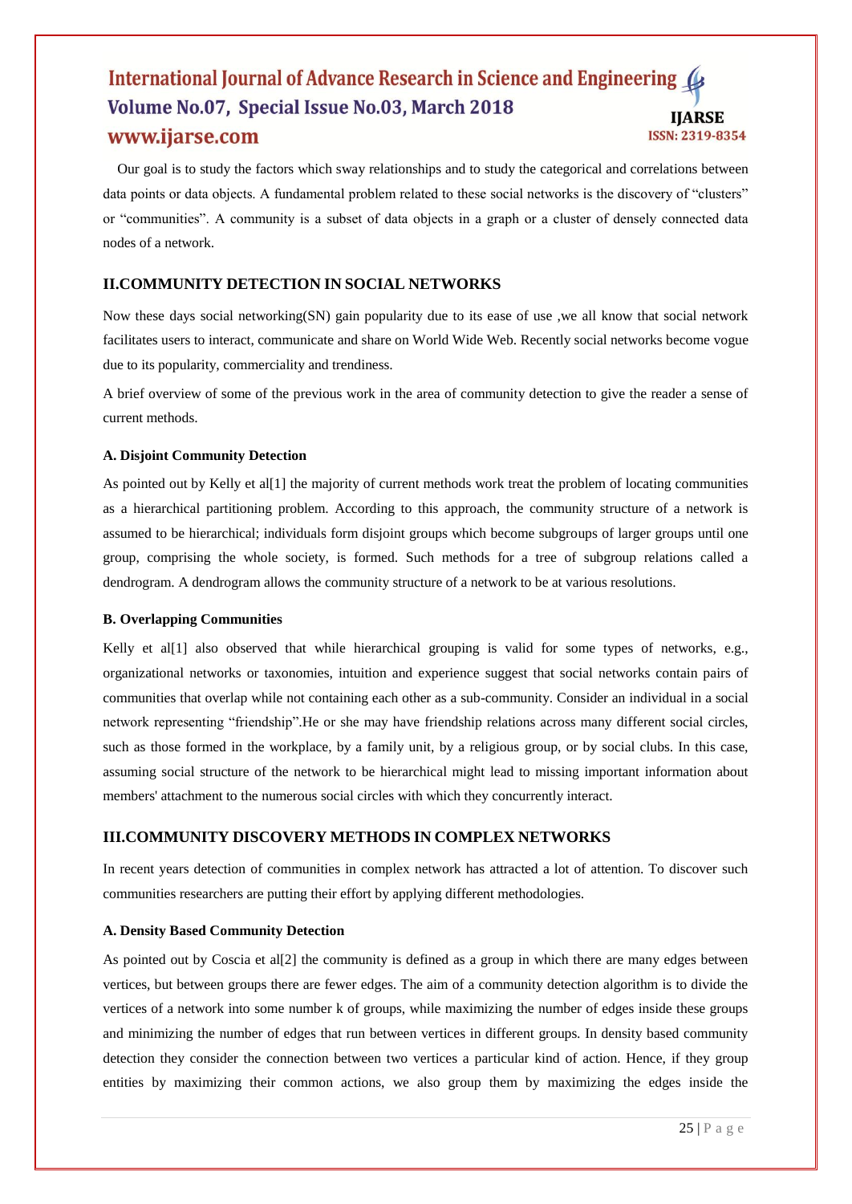Our goal is to study the factors which sway relationships and to study the categorical and correlations between data points or data objects. A fundamental problem related to these social networks is the discovery of "clusters" or "communities". A community is a subset of data objects in a graph or a cluster of densely connected data nodes of a network.

## II.COMMUNITY DETECTION IN SOCIAL NETWORKS

Now these days social networking(SN) gain popularity due to its ease of use ,we all know that social network facilitates users to interact, communicate and share on World Wide Web. Recently social networks become vogue due to its popularity, commerciality and trendiness.

A brief overview of some of the previous work in the area of community detection to give the reader a sense of current methods.

### A. Disjoint Community Detection

As pointed out by Kelly et al[1] the majority of current methods work treat the problem of locating communities as a hierarchical partitioning problem. According to this approach, the community structure of a network is assumed to be hierarchical; individuals form disjoint groups which become subgroups of larger groups until one group, comprising the whole society, is formed. Such methods for a tree of subgroup relations called a dendrogram. A dendrogram allows the community structure of a network to be at various resolutions.

### B. Overlapping Communities

Kelly et al[1] also observed that while hierarchical grouping is valid for some types of networks, e.g., organizational networks or taxonomies, intuition and experience suggest that social networks contain pairs of communities that overlap while not containing each other as a sub-community. Consider an individual in a social network representing "friendship".He or she may have friendship relations across many different social circles, such as those formed in the workplace, by a family unit, by a religious group, or by social clubs. In this case, assuming social structure of the network to be hierarchical might lead to missing important information about members' attachment to the numerous social circles with which they concurrently interact.

## III.COMMUNITY DISCOVERY METHODS IN COMPLEX NETWORKS

In recent years detection of communities in complex network has attracted a lot of attention. To discover such communities researchers are putting their effort by applying different methodologies.

### A. Density Based Community Detection

As pointed out by Coscia et al[2] the community is defined as a group in which there are many edges between vertices, but between groups there are fewer edges. The aim of a community detection algorithm is to divide the vertices of a network into some number k of groups, while maximizing the number of edges inside these groups and minimizing the number of edges that run between vertices in different groups. In density based community detection they consider the connection between two vertices a particular kind of action. Hence, if they group entities by maximizing their common actions, we also group them by maximizing the edges inside the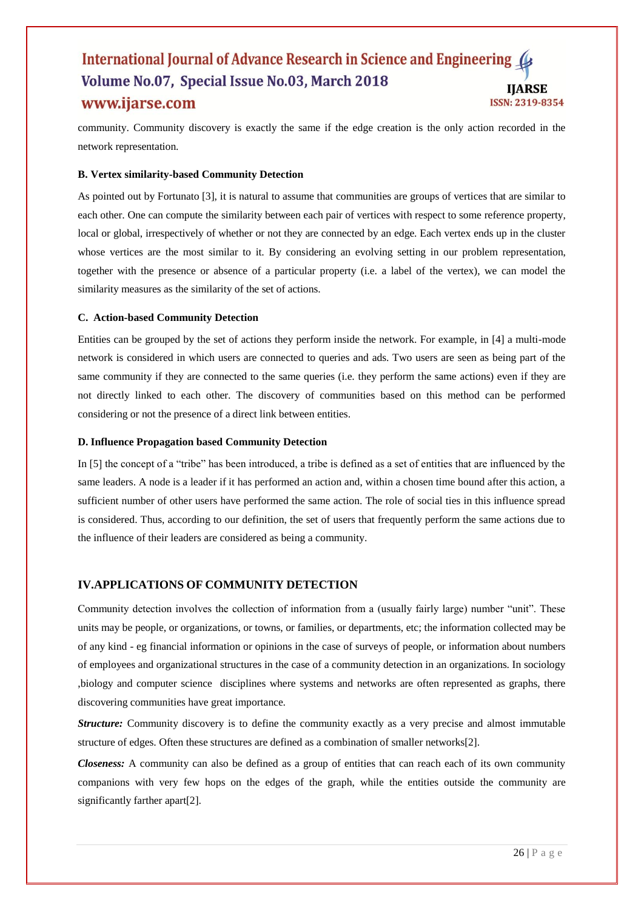community. Community discovery is exactly the same if the edge creation is the only action recorded in the network representation.

#### B. Vertex similarity-based Community Detection

As pointed out by Fortunato [3], it is natural to assume that communities are groups of vertices that are similar to each other. One can compute the similarity between each pair of vertices with respect to some reference property, local or global, irrespectively of whether or not they are connected by an edge. Each vertex ends up in the cluster whose vertices are the most similar to it. By considering an evolving setting in our problem representation, together with the presence or absence of a particular property (i.e. a label of the vertex), we can model the similarity measures as the similarity of the set of actions.

#### C. Action-based Community Detection

Entities can be grouped by the set of actions they perform inside the network. For example, in [4] a multi-mode network is considered in which users are connected to queries and ads. Two users are seen as being part of the same community if they are connected to the same queries (i.e. they perform the same actions) even if they are not directly linked to each other. The discovery of communities based on this method can be performed considering or not the presence of a direct link between entities.

#### D. Influence Propagation based Community Detection

In [5] the concept of a "tribe" has been introduced, a tribe is defined as a set of entities that are influenced by the same leaders. A node is a leader if it has performed an action and, within a chosen time bound after this action, a sufficient number of other users have performed the same action. The role of social ties in this influence spread is considered. Thus, according to our definition, the set of users that frequently perform the same actions due to the influence of their leaders are considered as being a community.

## IV.APPLICATIONS OF COMMUNITY DETECTION

Community detection involves the collection of information from a (usually fairly large) number "unit". These units may be people, or organizations, or towns, or families, or departments, etc; the information collected may be of any kind - eg financial information or opinions in the case of surveys of people, or information about numbers of employees and organizational structures in the case of a community detection in an organizations. In sociology ,biology and computer science disciplines where systems and networks are often represented as graphs, there discovering communities have great importance.

***Structure:*** Community discovery is to define the community exactly as a very precise and almost immutable structure of edges. Often these structures are defined as a combination of smaller networks[2].

***Closeness:*** A community can also be defined as a group of entities that can reach each of its own community companions with very few hops on the edges of the graph, while the entities outside the community are significantly farther apart[2].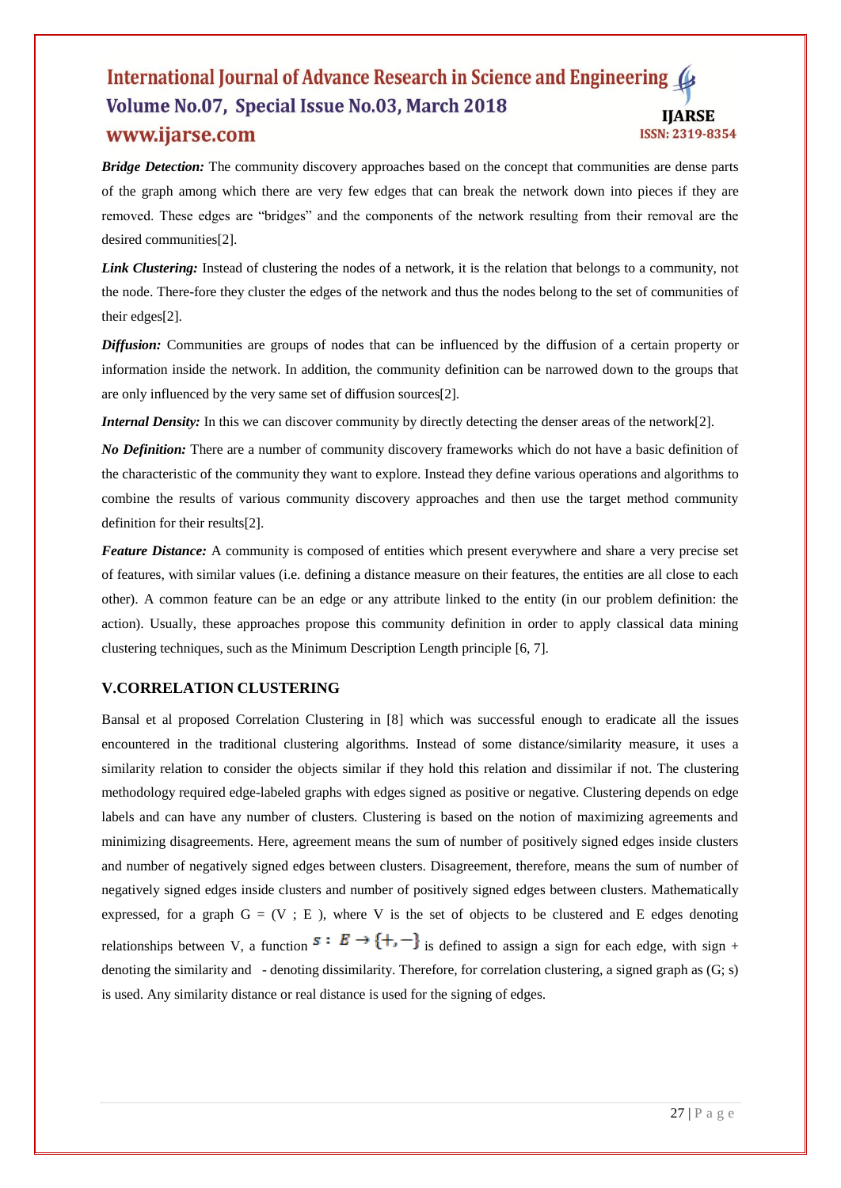***Bridge Detection:*** The community discovery approaches based on the concept that communities are dense parts of the graph among which there are very few edges that can break the network down into pieces if they are removed. These edges are "bridges" and the components of the network resulting from their removal are the desired communities[2].

***Link Clustering:*** Instead of clustering the nodes of a network, it is the relation that belongs to a community, not the node. There-fore they cluster the edges of the network and thus the nodes belong to the set of communities of their edges[2].

***Diffusion:*** Communities are groups of nodes that can be influenced by the diffusion of a certain property or information inside the network. In addition, the community definition can be narrowed down to the groups that are only influenced by the very same set of diffusion sources[2].

***Internal Density:*** In this we can discover community by directly detecting the denser areas of the network[2].

***No Definition:*** There are a number of community discovery frameworks which do not have a basic definition of the characteristic of the community they want to explore. Instead they define various operations and algorithms to combine the results of various community discovery approaches and then use the target method community definition for their results[2].

***Feature Distance:*** A community is composed of entities which present everywhere and share a very precise set of features, with similar values (i.e. defining a distance measure on their features, the entities are all close to each other). A common feature can be an edge or any attribute linked to the entity (in our problem definition: the action). Usually, these approaches propose this community definition in order to apply classical data mining clustering techniques, such as the Minimum Description Length principle [6, 7].

## V.CORRELATION CLUSTERING

Bansal et al proposed Correlation Clustering in [8] which was successful enough to eradicate all the issues encountered in the traditional clustering algorithms. Instead of some distance/similarity measure, it uses a similarity relation to consider the objects similar if they hold this relation and dissimilar if not. The clustering methodology required edge-labeled graphs with edges signed as positive or negative. Clustering depends on edge labels and can have any number of clusters. Clustering is based on the notion of maximizing agreements and minimizing disagreements. Here, agreement means the sum of number of positively signed edges inside clusters and number of negatively signed edges between clusters. Disagreement, therefore, means the sum of number of negatively signed edges inside clusters and number of positively signed edges between clusters. Mathematically expressed, for a graph G = (V ; E ), where V is the set of objects to be clustered and E edges denoting relationships between V, a function $s : E \rightarrow \{+, -\}$ is defined to assign a sign for each edge, with sign + denoting the similarity and - denoting dissimilarity. Therefore, for correlation clustering, a signed graph as (G; s) is used. Any similarity distance or real distance is used for the signing of edges.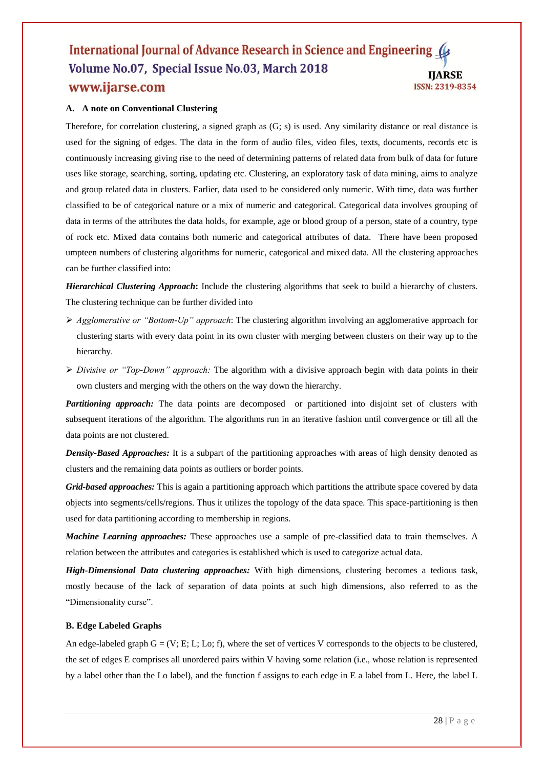### A. A note on Conventional Clustering

Therefore, for correlation clustering, a signed graph as (G; s) is used. Any similarity distance or real distance is used for the signing of edges. The data in the form of audio files, video files, texts, documents, records etc is continuously increasing giving rise to the need of determining patterns of related data from bulk of data for future uses like storage, searching, sorting, updating etc. Clustering, an exploratory task of data mining, aims to analyze and group related data in clusters. Earlier, data used to be considered only numeric. With time, data was further classified to be of categorical nature or a mix of numeric and categorical. Categorical data involves grouping of data in terms of the attributes the data holds, for example, age or blood group of a person, state of a country, type of rock etc. Mixed data contains both numeric and categorical attributes of data. There have been proposed umpteen numbers of clustering algorithms for numeric, categorical and mixed data. All the clustering approaches can be further classified into:

***Hierarchical Clustering Approach*: Include the clustering algorithms that seek to build a hierarchy of clusters.** The clustering technique can be further divided into

- *Agglomerative or "Bottom-Up" approach*: The clustering algorithm involving an agglomerative approach for clustering starts with every data point in its own cluster with merging between clusters on their way up to the hierarchy.
- *Divisive or "Top-Down" approach:* The algorithm with a divisive approach begin with data points in their own clusters and merging with the others on the way down the hierarchy.

***Partitioning approach:*** The data points are decomposed or partitioned into disjoint set of clusters with subsequent iterations of the algorithm. The algorithms run in an iterative fashion until convergence or till all the data points are not clustered.

***Density-Based Approaches:*** It is a subpart of the partitioning approaches with areas of high density denoted as clusters and the remaining data points as outliers or border points.

***Grid-based approaches:*** This is again a partitioning approach which partitions the attribute space covered by data objects into segments/cells/regions. Thus it utilizes the topology of the data space. This space-partitioning is then used for data partitioning according to membership in regions.

***Machine Learning approaches:*** These approaches use a sample of pre-classified data to train themselves. A relation between the attributes and categories is established which is used to categorize actual data.

***High-Dimensional Data clustering approaches:*** With high dimensions, clustering becomes a tedious task, mostly because of the lack of separation of data points at such high dimensions, also referred to as the "Dimensionality curse".

### B. Edge Labeled Graphs

An edge-labeled graph G = (V; E; L; Lo; f), where the set of vertices V corresponds to the objects to be clustered, the set of edges E comprises all unordered pairs within V having some relation (i.e., whose relation is represented by a label other than the Lo label), and the function f assigns to each edge in E a label from L. Here, the label L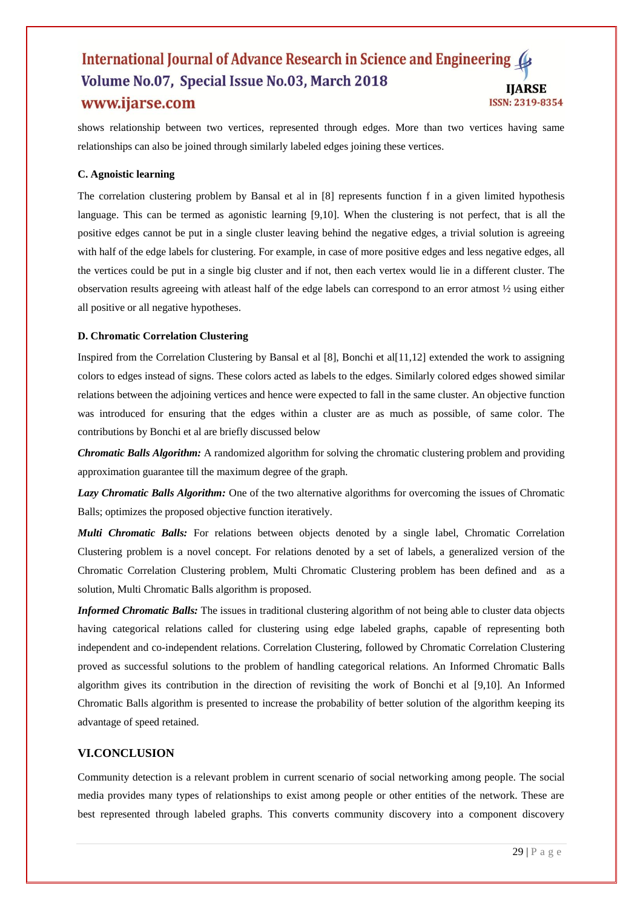shows relationship between two vertices, represented through edges. More than two vertices having same relationships can also be joined through similarly labeled edges joining these vertices.

### C. Agnoistic learning

The correlation clustering problem by Bansal et al in [8] represents function f in a given limited hypothesis language. This can be termed as agonistic learning [9,10]. When the clustering is not perfect, that is all the positive edges cannot be put in a single cluster leaving behind the negative edges, a trivial solution is agreeing with half of the edge labels for clustering. For example, in case of more positive edges and less negative edges, all the vertices could be put in a single big cluster and if not, then each vertex would lie in a different cluster. The observation results agreeing with atleast half of the edge labels can correspond to an error atmost ½ using either all positive or all negative hypotheses.

### D. Chromatic Correlation Clustering

Inspired from the Correlation Clustering by Bansal et al [8], Bonchi et al[11,12] extended the work to assigning colors to edges instead of signs. These colors acted as labels to the edges. Similarly colored edges showed similar relations between the adjoining vertices and hence were expected to fall in the same cluster. An objective function was introduced for ensuring that the edges within a cluster are as much as possible, of same color. The contributions by Bonchi et al are briefly discussed below

***Chromatic Balls Algorithm:*** A randomized algorithm for solving the chromatic clustering problem and providing approximation guarantee till the maximum degree of the graph.

***Lazy Chromatic Balls Algorithm:*** One of the two alternative algorithms for overcoming the issues of Chromatic Balls; optimizes the proposed objective function iteratively.

***Multi Chromatic Balls:*** For relations between objects denoted by a single label, Chromatic Correlation Clustering problem is a novel concept. For relations denoted by a set of labels, a generalized version of the Chromatic Correlation Clustering problem, Multi Chromatic Clustering problem has been defined and as a solution, Multi Chromatic Balls algorithm is proposed.

***Informed Chromatic Balls:*** The issues in traditional clustering algorithm of not being able to cluster data objects having categorical relations called for clustering using edge labeled graphs, capable of representing both independent and co-independent relations. Correlation Clustering, followed by Chromatic Correlation Clustering proved as successful solutions to the problem of handling categorical relations. An Informed Chromatic Balls algorithm gives its contribution in the direction of revisiting the work of Bonchi et al [9,10]. An Informed Chromatic Balls algorithm is presented to increase the probability of better solution of the algorithm keeping its advantage of speed retained.

## VI.CONCLUSION

Community detection is a relevant problem in current scenario of social networking among people. The social media provides many types of relationships to exist among people or other entities of the network. These are best represented through labeled graphs. This converts community discovery into a component discovery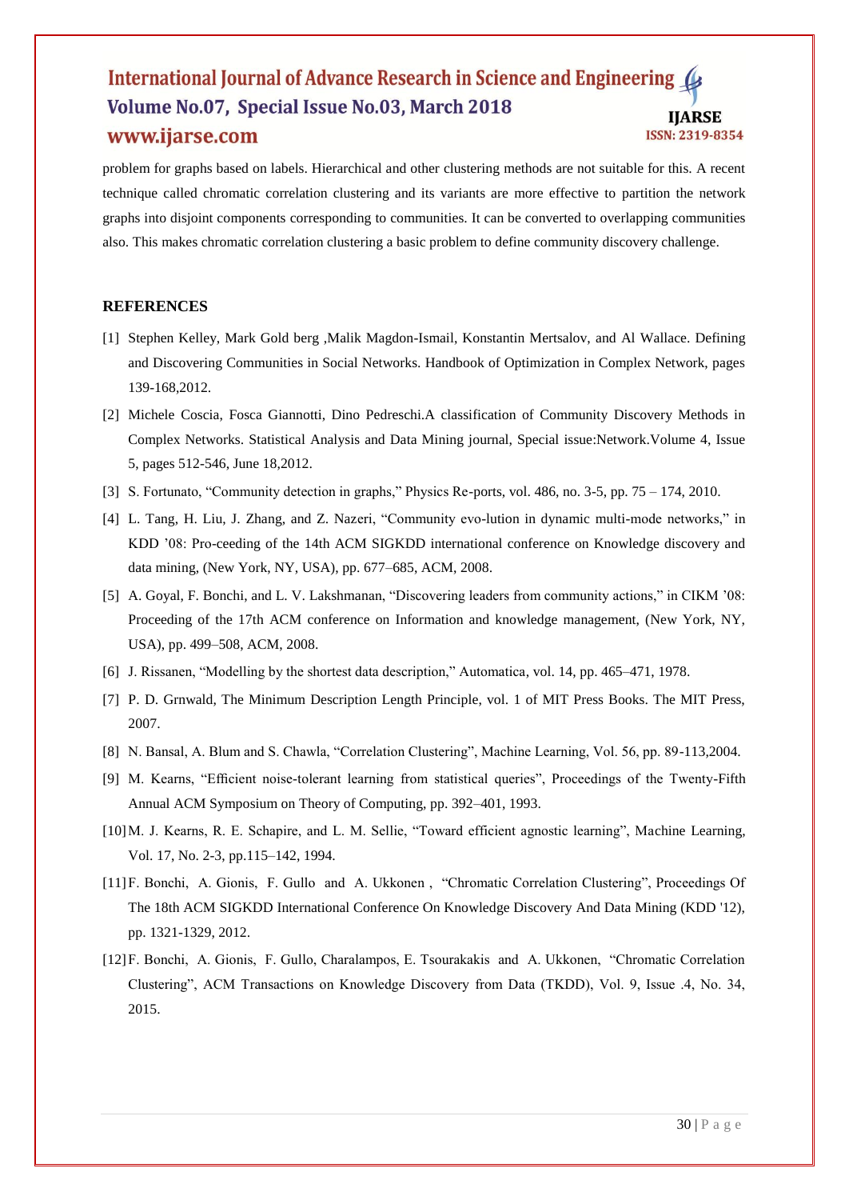problem for graphs based on labels. Hierarchical and other clustering methods are not suitable for this. A recent technique called chromatic correlation clustering and its variants are more effective to partition the network graphs into disjoint components corresponding to communities. It can be converted to overlapping communities also. This makes chromatic correlation clustering a basic problem to define community discovery challenge.

## REFERENCES

[1] Stephen Kelley, Mark Gold berg ,Malik Magdon-Ismail, Konstantin Mertsalov, and Al Wallace. Defining and Discovering Communities in Social Networks. Handbook of Optimization in Complex Network, pages 139-168,2012.

[2] Michele Coscia, Fosca Giannotti, Dino Pedreschi.A classification of Community Discovery Methods in Complex Networks. Statistical Analysis and Data Mining journal, Special issue:Network.Volume 4, Issue 5, pages 512-546, June 18,2012.

[3] S. Fortunato, "Community detection in graphs," Physics Re-ports, vol. 486, no. 3-5, pp. 75 – 174, 2010.

[4] L. Tang, H. Liu, J. Zhang, and Z. Nazeri, "Community evo-lution in dynamic multi-mode networks," in KDD '08: Pro-ceeding of the 14th ACM SIGKDD international conference on Knowledge discovery and data mining, (New York, NY, USA), pp. 677–685, ACM, 2008.

[5] A. Goyal, F. Bonchi, and L. V. Lakshmanan, "Discovering leaders from community actions," in CIKM '08: Proceeding of the 17th ACM conference on Information and knowledge management, (New York, NY, USA), pp. 499–508, ACM, 2008.

[6] J. Rissanen, "Modelling by the shortest data description," Automatica, vol. 14, pp. 465–471, 1978.

[7] P. D. Grnwald, The Minimum Description Length Principle, vol. 1 of MIT Press Books. The MIT Press, 2007.

[8] N. Bansal, A. Blum and S. Chawla, "Correlation Clustering", Machine Learning, Vol. 56, pp. 89-113,2004.

[9] M. Kearns, "Efficient noise-tolerant learning from statistical queries", Proceedings of the Twenty-Fifth Annual ACM Symposium on Theory of Computing, pp. 392–401, 1993.

[10] M. J. Kearns, R. E. Schapire, and L. M. Sellie, "Toward efficient agnostic learning", Machine Learning, Vol. 17, No. 2-3, pp.115–142, 1994.

[11] F. Bonchi, A. Gionis, F. Gullo and A. Ukkonen , "Chromatic Correlation Clustering", Proceedings Of The 18th ACM SIGKDD International Conference On Knowledge Discovery And Data Mining (KDD '12), pp. 1321-1329, 2012.

[12] F. Bonchi, A. Gionis, F. Gullo, Charalampos, E. Tsourakakis and A. Ukkonen, "Chromatic Correlation Clustering", ACM Transactions on Knowledge Discovery from Data (TKDD), Vol. 9, Issue .4, No. 34, 2015.